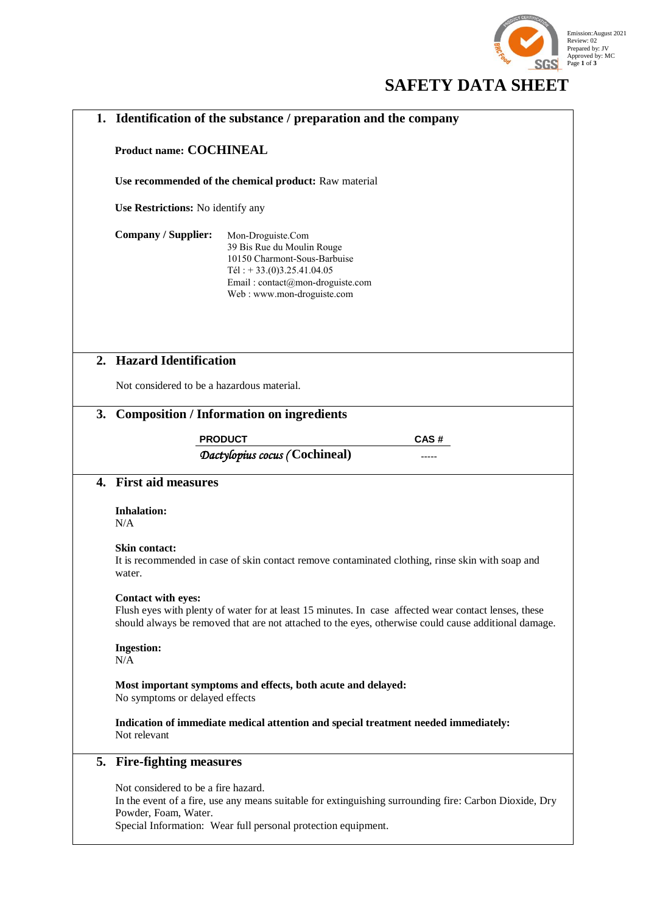Emission: August 2021
Review: 02
Prepared by: JV
Approved by: MC

# SAFETY DATA SHEET

## 1. Identification of the substance / preparation and the company

**Product name: COCHINEAL**

**Use recommended of the chemical product:** Raw material

**Use Restrictions:** No identify any

**Company / Supplier:**

Mon-Droguiste.Com
39 Bis Rue du Moulin Rouge
10150 Charmont-Sous-Barbuise
Tél : + 33.(0)3.25.41.04.05
Email : contact@mon-droguiste.com
Web : www.mon-droguiste.com

## 2. Hazard Identification

Not considered to be a hazardous material.

## 3. Composition / Information on ingredients

| PRODUCT | CAS # |
|---|---|
| *Dactylopius cocus* (**Cochineal**) | ----- |

## 4. First aid measures

**Inhalation:**
N/A

**Skin contact:**
It is recommended in case of skin contact remove contaminated clothing, rinse skin with soap and water.

**Contact with eyes:**
Flush eyes with plenty of water for at least 15 minutes. In case affected wear contact lenses, these should always be removed that are not attached to the eyes, otherwise could cause additional damage.

**Ingestion:**
N/A

**Most important symptoms and effects, both acute and delayed:**
No symptoms or delayed effects

**Indication of immediate medical attention and special treatment needed immediately:**
Not relevant

## 5. Fire-fighting measures

Not considered to be a fire hazard.
In the event of a fire, use any means suitable for extinguishing surrounding fire: Carbon Dioxide, Dry Powder, Foam, Water.
Special Information: Wear full personal protection equipment.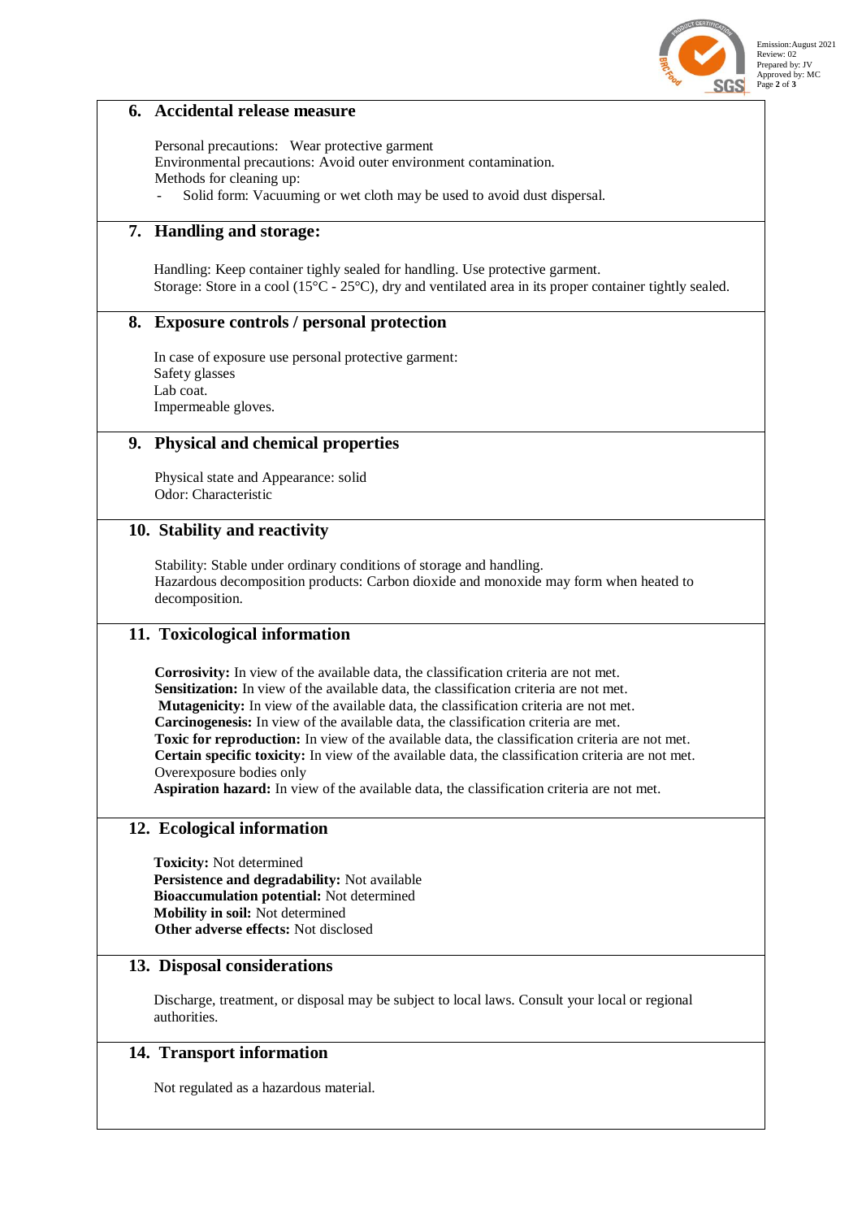## 6. Accidental release measure

Personal precautions: Wear protective garment
Environmental precautions: Avoid outer environment contamination.
Methods for cleaning up:

- Solid form: Vacuuming or wet cloth may be used to avoid dust dispersal.

## 7. Handling and storage:

Handling: Keep container tightly sealed for handling. Use protective garment.
Storage: Store in a cool (15°C - 25°C), dry and ventilated area in its proper container tightly sealed.

## 8. Exposure controls / personal protection

In case of exposure use personal protective garment:
Safety glasses
Lab coat.
Impermeable gloves.

## 9. Physical and chemical properties

Physical state and Appearance: solid
Odor: Characteristic

## 10. Stability and reactivity

Stability: Stable under ordinary conditions of storage and handling.
Hazardous decomposition products: Carbon dioxide and monoxide may form when heated to decomposition.

## 11. Toxicological information

**Corrosivity:** In view of the available data, the classification criteria are not met.
**Sensitization:** In view of the available data, the classification criteria are not met.
**Mutagenicity:** In view of the available data, the classification criteria are not met.
**Carcinogenesis:** In view of the available data, the classification criteria are met.
**Toxic for reproduction:** In view of the available data, the classification criteria are not met.
**Certain specific toxicity:** In view of the available data, the classification criteria are not met.
Overexposure bodies only
**Aspiration hazard:** In view of the available data, the classification criteria are not met.

## 12. Ecological information

**Toxicity:** Not determined
**Persistence and degradability:** Not available
**Bioaccumulation potential:** Not determined
**Mobility in soil:** Not determined
**Other adverse effects:** Not disclosed

## 13. Disposal considerations

Discharge, treatment, or disposal may be subject to local laws. Consult your local or regional authorities.

## 14. Transport information

Not regulated as a hazardous material.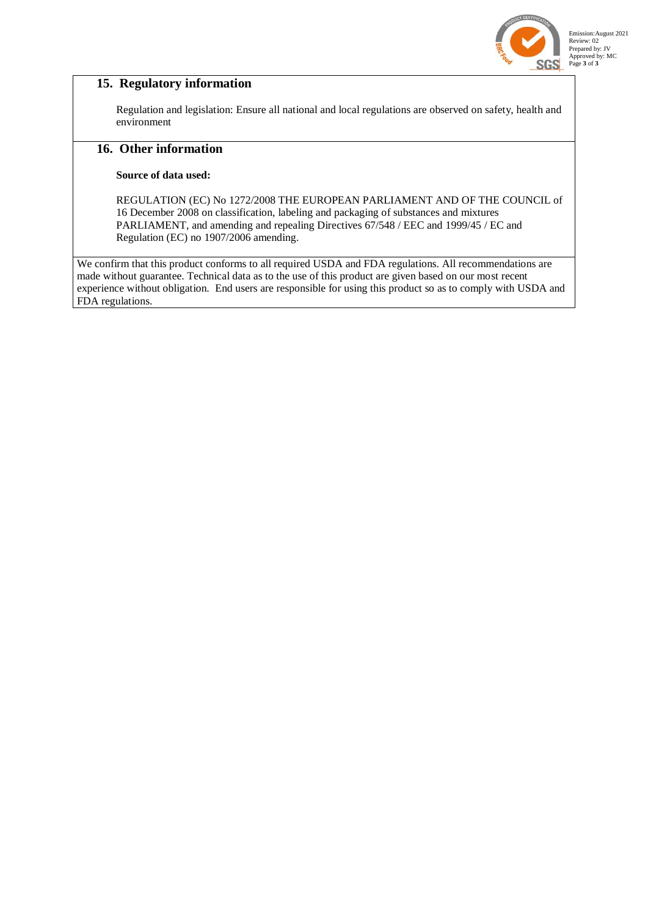## 15. Regulatory information

Regulation and legislation: Ensure all national and local regulations are observed on safety, health and environment

## 16. Other information

**Source of data used:**

REGULATION (EC) No 1272/2008 THE EUROPEAN PARLIAMENT AND OF THE COUNCIL of 16 December 2008 on classification, labeling and packaging of substances and mixtures PARLIAMENT, and amending and repealing Directives 67/548 / EEC and 1999/45 / EC and Regulation (EC) no 1907/2006 amending.

We confirm that this product conforms to all required USDA and FDA regulations. All recommendations are made without guarantee. Technical data as to the use of this product are given based on our most recent experience without obligation. End users are responsible for using this product so as to comply with USDA and FDA regulations.